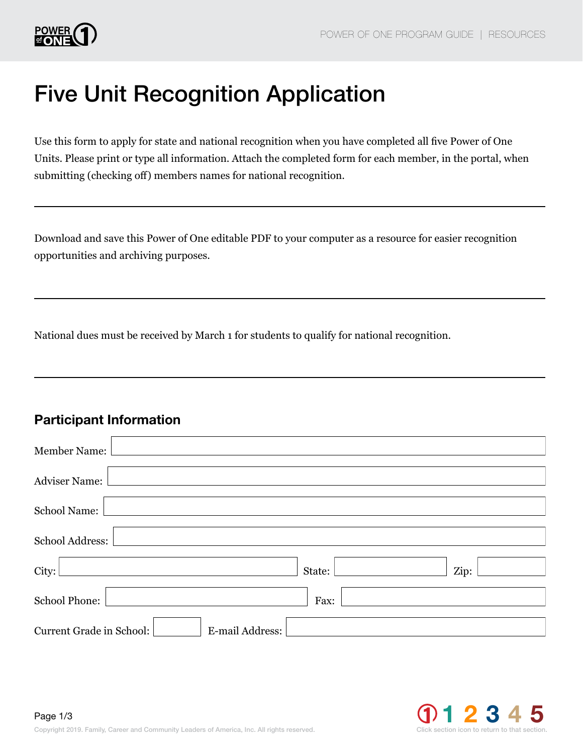# Five Unit Recognition Application

Use this form to apply for state and national recognition when you have completed all five Power of One Units. Please print or type all information. Attach the completed form for each member, in the portal, when submitting (checking off) members names for national recognition.

---

Download and save this Power of One editable PDF to your computer as a resource for easier recognition opportunities and archiving purposes.

---

National dues must be received by March 1 for students to qualify for national recognition.

---

## Participant Information

Member Name:

Adviser Name:

School Name:

School Address:

City: State: Zip:

School Phone: Fax:

Current Grade in School: E-mail Address: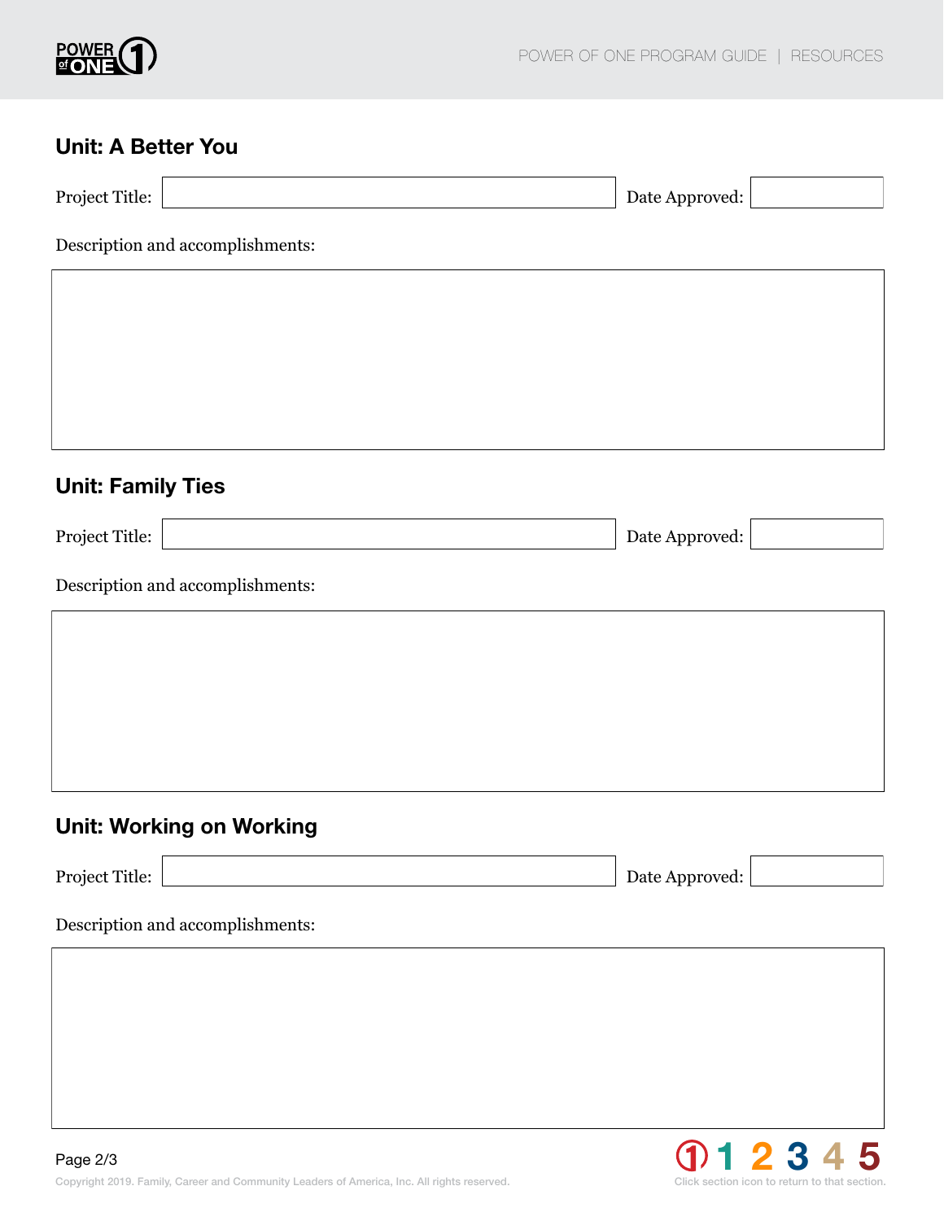## Unit: A Better You

Project Title: &nbsp;&nbsp;&nbsp;&nbsp; Date Approved:

Description and accomplishments:

## Unit: Family Ties

Project Title: &nbsp;&nbsp;&nbsp;&nbsp; Date Approved:

Description and accomplishments:

## Unit: Working on Working

Project Title: &nbsp;&nbsp;&nbsp;&nbsp; Date Approved:

Description and accomplishments:

Copyright 2019. Family, Career and Community Leaders of America, Inc. All rights reserved.

1 2 3 4 5

Click section icon to return to that section.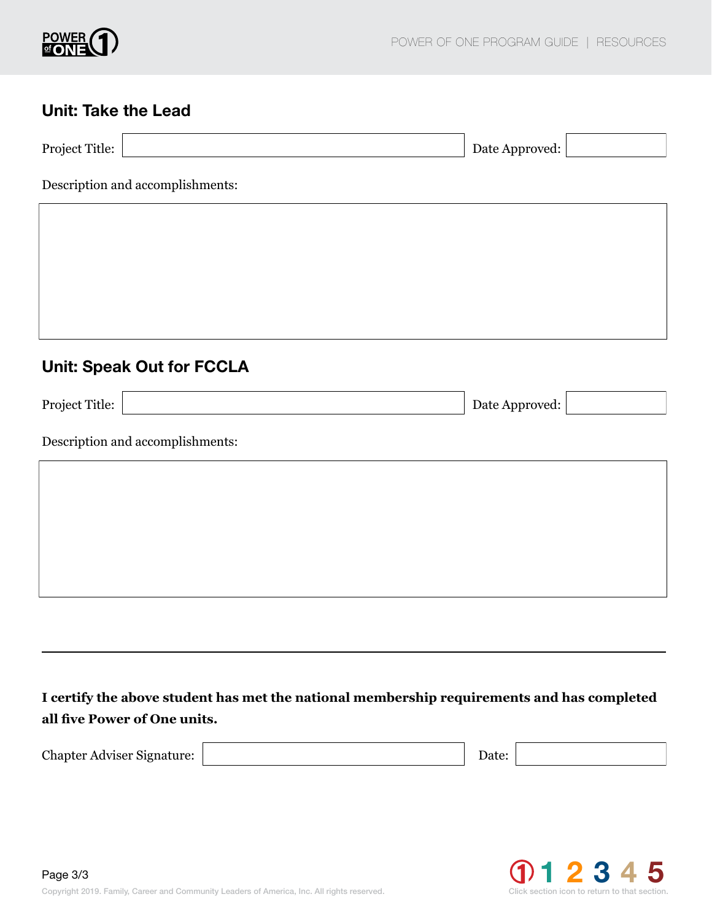## Unit: Take the Lead

Project Title: ____________________ Date Approved: __________

Description and accomplishments:

## Unit: Speak Out for FCCLA

Project Title: ____________________ Date Approved: __________

Description and accomplishments:

---

**I certify the above student has met the national membership requirements and has completed all five Power of One units.**

Chapter Adviser Signature: ____________________ Date: __________

Click section icon to return to that section.